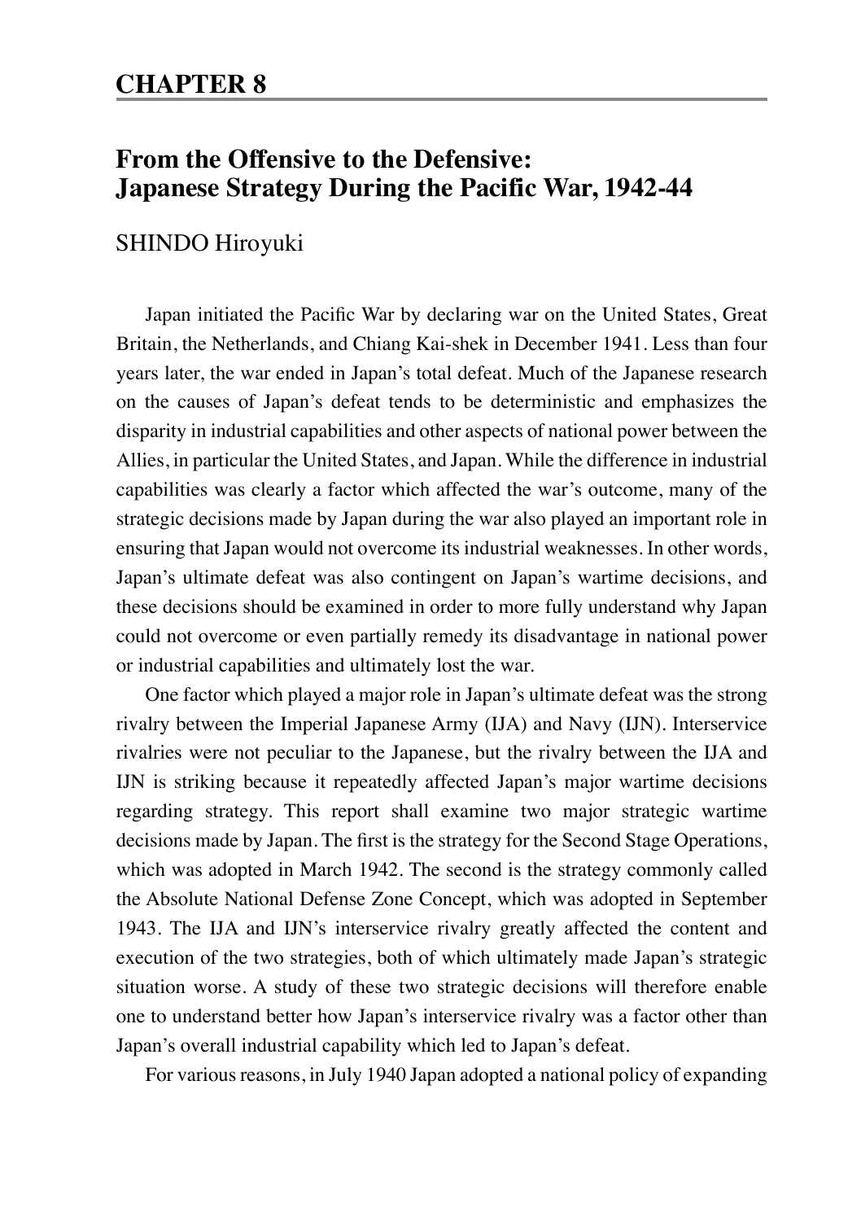# CHAPTER 8

## From the Offensive to the Defensive: Japanese Strategy During the Pacific War, 1942-44

SHINDO Hiroyuki

Japan initiated the Pacific War by declaring war on the United States, Great Britain, the Netherlands, and Chiang Kai-shek in December 1941. Less than four years later, the war ended in Japan's total defeat. Much of the Japanese research on the causes of Japan's defeat tends to be deterministic and emphasizes the disparity in industrial capabilities and other aspects of national power between the Allies, in particular the United States, and Japan. While the difference in industrial capabilities was clearly a factor which affected the war's outcome, many of the strategic decisions made by Japan during the war also played an important role in ensuring that Japan would not overcome its industrial weaknesses. In other words, Japan's ultimate defeat was also contingent on Japan's wartime decisions, and these decisions should be examined in order to more fully understand why Japan could not overcome or even partially remedy its disadvantage in national power or industrial capabilities and ultimately lost the war.

One factor which played a major role in Japan's ultimate defeat was the strong rivalry between the Imperial Japanese Army (IJA) and Navy (IJN). Interservice rivalries were not peculiar to the Japanese, but the rivalry between the IJA and IJN is striking because it repeatedly affected Japan's major wartime decisions regarding strategy. This report shall examine two major strategic wartime decisions made by Japan. The first is the strategy for the Second Stage Operations, which was adopted in March 1942. The second is the strategy commonly called the Absolute National Defense Zone Concept, which was adopted in September 1943. The IJA and IJN's interservice rivalry greatly affected the content and execution of the two strategies, both of which ultimately made Japan's strategic situation worse. A study of these two strategic decisions will therefore enable one to understand better how Japan's interservice rivalry was a factor other than Japan's overall industrial capability which led to Japan's defeat.

For various reasons, in July 1940 Japan adopted a national policy of expanding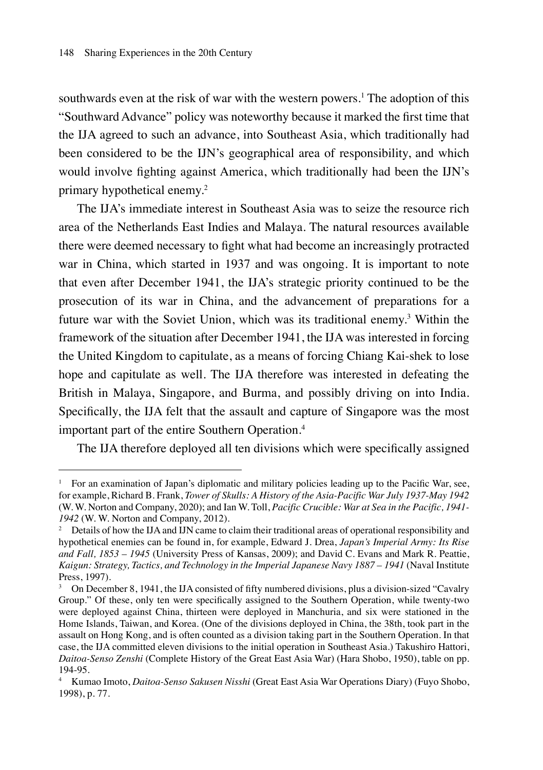southwards even at the risk of war with the western powers.[1] The adoption of this "Southward Advance" policy was noteworthy because it marked the first time that the IJA agreed to such an advance, into Southeast Asia, which traditionally had been considered to be the IJN's geographical area of responsibility, and which would involve fighting against America, which traditionally had been the IJN's primary hypothetical enemy.[2]

The IJA's immediate interest in Southeast Asia was to seize the resource rich area of the Netherlands East Indies and Malaya. The natural resources available there were deemed necessary to fight what had become an increasingly protracted war in China, which started in 1937 and was ongoing. It is important to note that even after December 1941, the IJA's strategic priority continued to be the prosecution of its war in China, and the advancement of preparations for a future war with the Soviet Union, which was its traditional enemy.[3] Within the framework of the situation after December 1941, the IJA was interested in forcing the United Kingdom to capitulate, as a means of forcing Chiang Kai-shek to lose hope and capitulate as well. The IJA therefore was interested in defeating the British in Malaya, Singapore, and Burma, and possibly driving on into India. Specifically, the IJA felt that the assault and capture of Singapore was the most important part of the entire Southern Operation.[4]

The IJA therefore deployed all ten divisions which were specifically assigned

---

[1] For an examination of Japan's diplomatic and military policies leading up to the Pacific War, see, for example, Richard B. Frank, *Tower of Skulls: A History of the Asia-Pacific War July 1937-May 1942* (W. W. Norton and Company, 2020); and Ian W. Toll, *Pacific Crucible: War at Sea in the Pacific, 1941-1942* (W. W. Norton and Company, 2012).

[2] Details of how the IJA and IJN came to claim their traditional areas of operational responsibility and hypothetical enemies can be found in, for example, Edward J. Drea, *Japan's Imperial Army: Its Rise and Fall, 1853 – 1945* (University Press of Kansas, 2009); and David C. Evans and Mark R. Peattie, *Kaigun: Strategy, Tactics, and Technology in the Imperial Japanese Navy 1887 – 1941* (Naval Institute Press, 1997).

[3] On December 8, 1941, the IJA consisted of fifty numbered divisions, plus a division-sized "Cavalry Group." Of these, only ten were specifically assigned to the Southern Operation, while twenty-two were deployed against China, thirteen were deployed in Manchuria, and six were stationed in the Home Islands, Taiwan, and Korea. (One of the divisions deployed in China, the 38th, took part in the assault on Hong Kong, and is often counted as a division taking part in the Southern Operation. In that case, the IJA committed eleven divisions to the initial operation in Southeast Asia.) Takushiro Hattori, *Daitoa-Senso Zenshi* (Complete History of the Great East Asia War) (Hara Shobo, 1950), table on pp. 194-95.

[4] Kumao Imoto, *Daitoa-Senso Sakusen Nisshi* (Great East Asia War Operations Diary) (Fuyo Shobo, 1998), p. 77.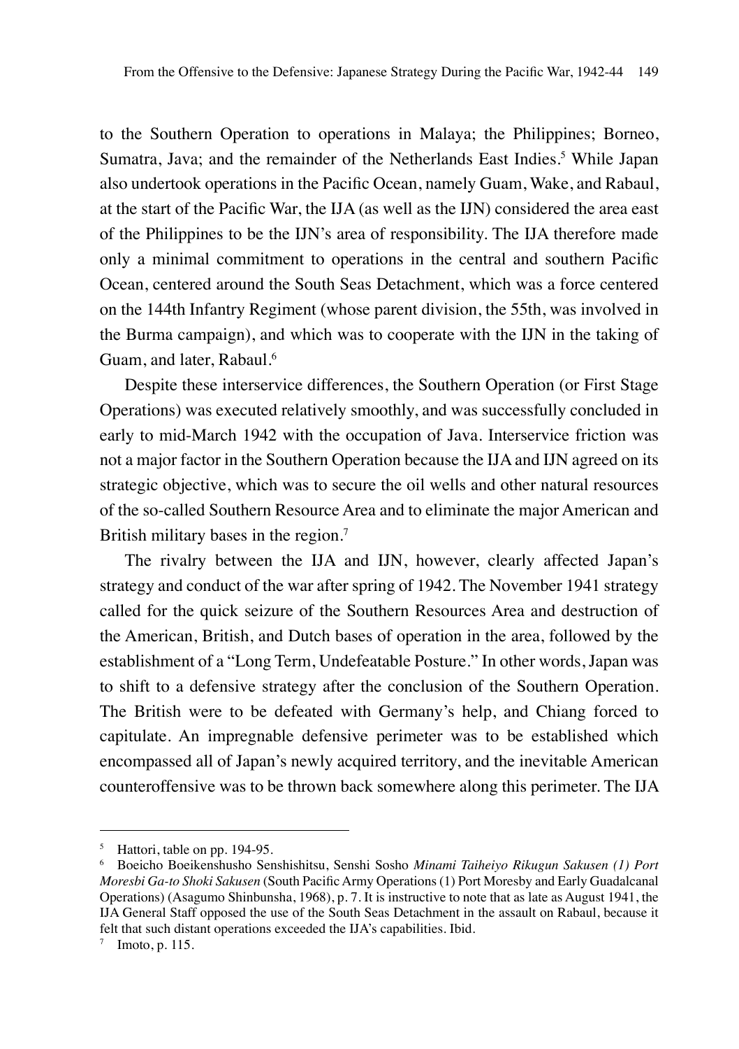to the Southern Operation to operations in Malaya; the Philippines; Borneo, Sumatra, Java; and the remainder of the Netherlands East Indies.[5] While Japan also undertook operations in the Pacific Ocean, namely Guam, Wake, and Rabaul, at the start of the Pacific War, the IJA (as well as the IJN) considered the area east of the Philippines to be the IJN's area of responsibility. The IJA therefore made only a minimal commitment to operations in the central and southern Pacific Ocean, centered around the South Seas Detachment, which was a force centered on the 144th Infantry Regiment (whose parent division, the 55th, was involved in the Burma campaign), and which was to cooperate with the IJN in the taking of Guam, and later, Rabaul.[6]

Despite these interservice differences, the Southern Operation (or First Stage Operations) was executed relatively smoothly, and was successfully concluded in early to mid-March 1942 with the occupation of Java. Interservice friction was not a major factor in the Southern Operation because the IJA and IJN agreed on its strategic objective, which was to secure the oil wells and other natural resources of the so-called Southern Resource Area and to eliminate the major American and British military bases in the region.[7]

The rivalry between the IJA and IJN, however, clearly affected Japan's strategy and conduct of the war after spring of 1942. The November 1941 strategy called for the quick seizure of the Southern Resources Area and destruction of the American, British, and Dutch bases of operation in the area, followed by the establishment of a "Long Term, Undefeatable Posture." In other words, Japan was to shift to a defensive strategy after the conclusion of the Southern Operation. The British were to be defeated with Germany's help, and Chiang forced to capitulate. An impregnable defensive perimeter was to be established which encompassed all of Japan's newly acquired territory, and the inevitable American counteroffensive was to be thrown back somewhere along this perimeter. The IJA

---

[5] Hattori, table on pp. 194-95.

[6] Boeicho Boeikenshusho Senshishitsu, Senshi Sosho *Minami Taiheiyo Rikugun Sakusen (1) Port Moresbi Ga-to Shoki Sakusen* (South Pacific Army Operations (1) Port Moresby and Early Guadalcanal Operations) (Asagumo Shinbunsha, 1968), p. 7. It is instructive to note that as late as August 1941, the IJA General Staff opposed the use of the South Seas Detachment in the assault on Rabaul, because it felt that such distant operations exceeded the IJA's capabilities. Ibid.

[7] Imoto, p. 115.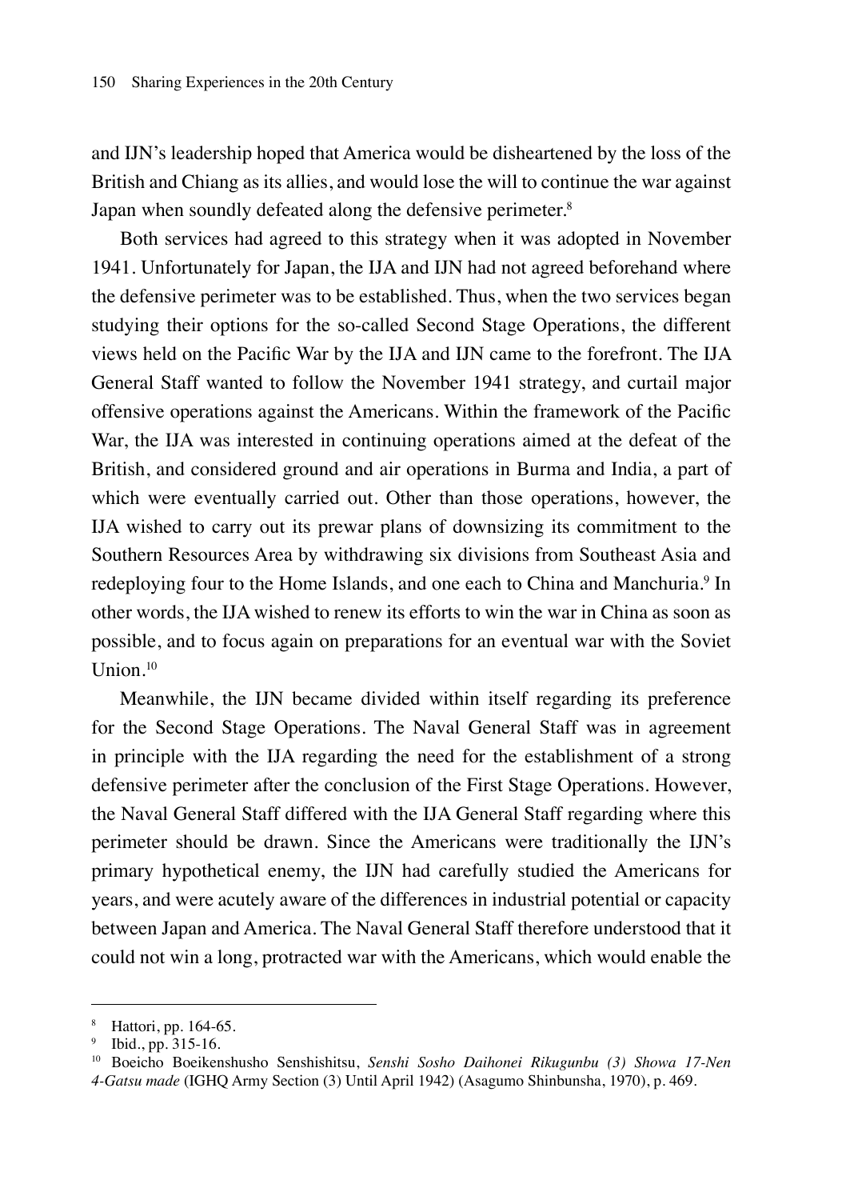and IJN's leadership hoped that America would be disheartened by the loss of the British and Chiang as its allies, and would lose the will to continue the war against Japan when soundly defeated along the defensive perimeter.[8]

Both services had agreed to this strategy when it was adopted in November 1941. Unfortunately for Japan, the IJA and IJN had not agreed beforehand where the defensive perimeter was to be established. Thus, when the two services began studying their options for the so-called Second Stage Operations, the different views held on the Pacific War by the IJA and IJN came to the forefront. The IJA General Staff wanted to follow the November 1941 strategy, and curtail major offensive operations against the Americans. Within the framework of the Pacific War, the IJA was interested in continuing operations aimed at the defeat of the British, and considered ground and air operations in Burma and India, a part of which were eventually carried out. Other than those operations, however, the IJA wished to carry out its prewar plans of downsizing its commitment to the Southern Resources Area by withdrawing six divisions from Southeast Asia and redeploying four to the Home Islands, and one each to China and Manchuria.[9] In other words, the IJA wished to renew its efforts to win the war in China as soon as possible, and to focus again on preparations for an eventual war with the Soviet Union.[10]

Meanwhile, the IJN became divided within itself regarding its preference for the Second Stage Operations. The Naval General Staff was in agreement in principle with the IJA regarding the need for the establishment of a strong defensive perimeter after the conclusion of the First Stage Operations. However, the Naval General Staff differed with the IJA General Staff regarding where this perimeter should be drawn. Since the Americans were traditionally the IJN's primary hypothetical enemy, the IJN had carefully studied the Americans for years, and were acutely aware of the differences in industrial potential or capacity between Japan and America. The Naval General Staff therefore understood that it could not win a long, protracted war with the Americans, which would enable the

---

[8] Hattori, pp. 164-65.

[9] Ibid., pp. 315-16.

[10] Boeicho Boeikenshusho Senshishitsu, *Senshi Sosho Daihonei Rikugunbu (3) Showa 17-Nen 4-Gatsu made* (IGHQ Army Section (3) Until April 1942) (Asagumo Shinbunsha, 1970), p. 469.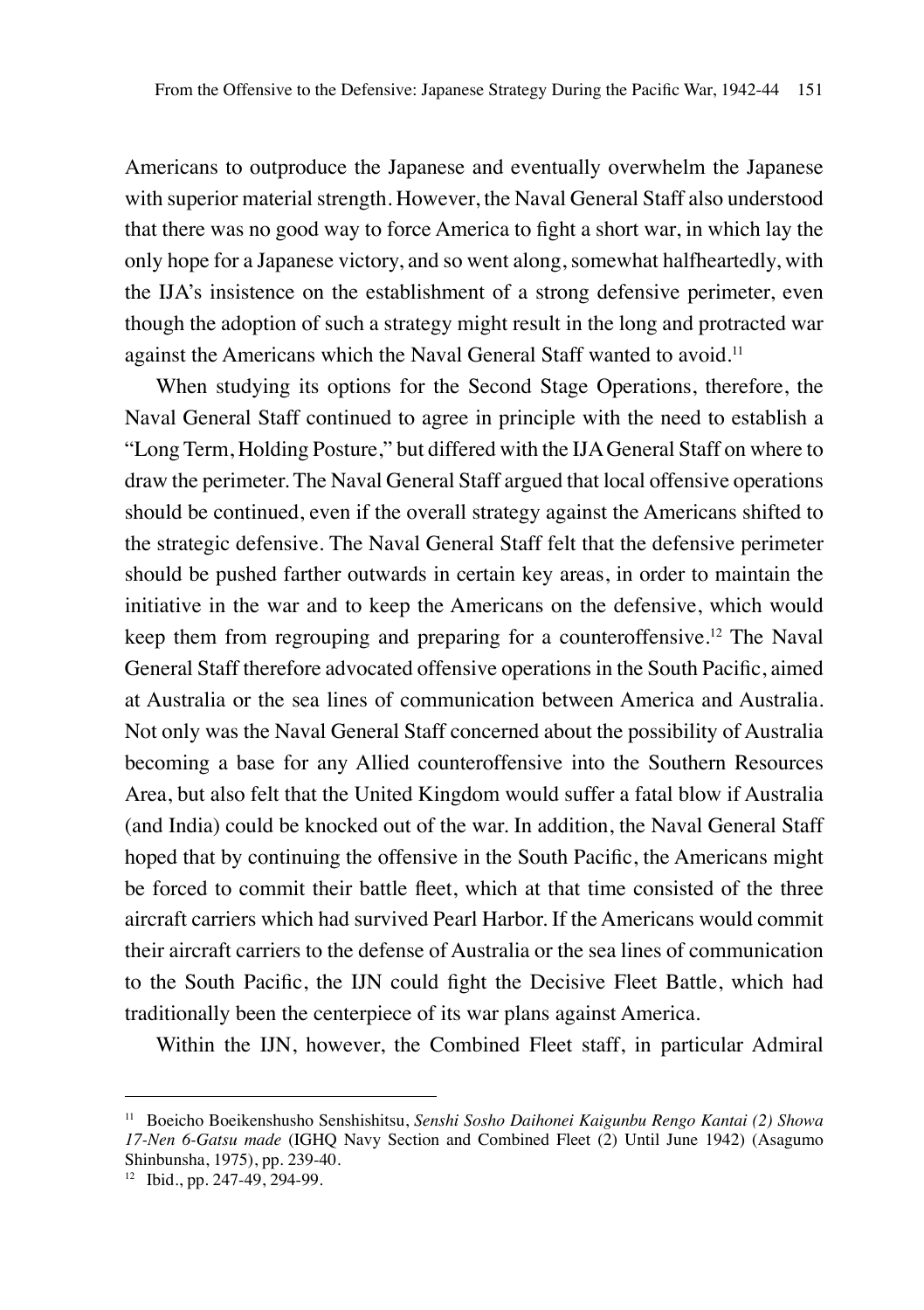Americans to outproduce the Japanese and eventually overwhelm the Japanese with superior material strength. However, the Naval General Staff also understood that there was no good way to force America to fight a short war, in which lay the only hope for a Japanese victory, and so went along, somewhat halfheartedly, with the IJA's insistence on the establishment of a strong defensive perimeter, even though the adoption of such a strategy might result in the long and protracted war against the Americans which the Naval General Staff wanted to avoid.[11]

When studying its options for the Second Stage Operations, therefore, the Naval General Staff continued to agree in principle with the need to establish a "Long Term, Holding Posture," but differed with the IJA General Staff on where to draw the perimeter. The Naval General Staff argued that local offensive operations should be continued, even if the overall strategy against the Americans shifted to the strategic defensive. The Naval General Staff felt that the defensive perimeter should be pushed farther outwards in certain key areas, in order to maintain the initiative in the war and to keep the Americans on the defensive, which would keep them from regrouping and preparing for a counteroffensive.[12] The Naval General Staff therefore advocated offensive operations in the South Pacific, aimed at Australia or the sea lines of communication between America and Australia. Not only was the Naval General Staff concerned about the possibility of Australia becoming a base for any Allied counteroffensive into the Southern Resources Area, but also felt that the United Kingdom would suffer a fatal blow if Australia (and India) could be knocked out of the war. In addition, the Naval General Staff hoped that by continuing the offensive in the South Pacific, the Americans might be forced to commit their battle fleet, which at that time consisted of the three aircraft carriers which had survived Pearl Harbor. If the Americans would commit their aircraft carriers to the defense of Australia or the sea lines of communication to the South Pacific, the IJN could fight the Decisive Fleet Battle, which had traditionally been the centerpiece of its war plans against America.

Within the IJN, however, the Combined Fleet staff, in particular Admiral

---

[11] Boeicho Boeikenshusho Senshishitsu, *Senshi Sosho Daihonei Kaigunbu Rengo Kantai (2) Showa 17-Nen 6-Gatsu made* (IGHQ Navy Section and Combined Fleet (2) Until June 1942) (Asagumo Shinbunsha, 1975), pp. 239-40.

[12] Ibid., pp. 247-49, 294-99.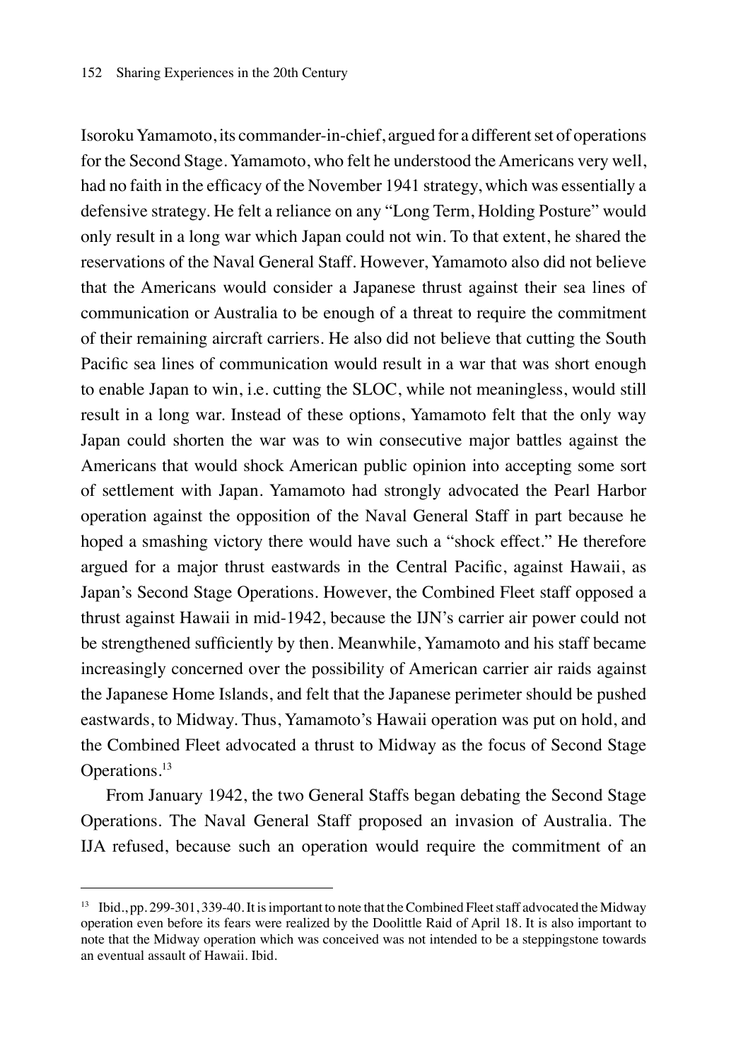Isoroku Yamamoto, its commander-in-chief, argued for a different set of operations for the Second Stage. Yamamoto, who felt he understood the Americans very well, had no faith in the efficacy of the November 1941 strategy, which was essentially a defensive strategy. He felt a reliance on any "Long Term, Holding Posture" would only result in a long war which Japan could not win. To that extent, he shared the reservations of the Naval General Staff. However, Yamamoto also did not believe that the Americans would consider a Japanese thrust against their sea lines of communication or Australia to be enough of a threat to require the commitment of their remaining aircraft carriers. He also did not believe that cutting the South Pacific sea lines of communication would result in a war that was short enough to enable Japan to win, i.e. cutting the SLOC, while not meaningless, would still result in a long war. Instead of these options, Yamamoto felt that the only way Japan could shorten the war was to win consecutive major battles against the Americans that would shock American public opinion into accepting some sort of settlement with Japan. Yamamoto had strongly advocated the Pearl Harbor operation against the opposition of the Naval General Staff in part because he hoped a smashing victory there would have such a "shock effect." He therefore argued for a major thrust eastwards in the Central Pacific, against Hawaii, as Japan's Second Stage Operations. However, the Combined Fleet staff opposed a thrust against Hawaii in mid-1942, because the IJN's carrier air power could not be strengthened sufficiently by then. Meanwhile, Yamamoto and his staff became increasingly concerned over the possibility of American carrier air raids against the Japanese Home Islands, and felt that the Japanese perimeter should be pushed eastwards, to Midway. Thus, Yamamoto's Hawaii operation was put on hold, and the Combined Fleet advocated a thrust to Midway as the focus of Second Stage Operations.[13]

From January 1942, the two General Staffs began debating the Second Stage Operations. The Naval General Staff proposed an invasion of Australia. The IJA refused, because such an operation would require the commitment of an

---

[13] Ibid., pp. 299-301, 339-40. It is important to note that the Combined Fleet staff advocated the Midway operation even before its fears were realized by the Doolittle Raid of April 18. It is also important to note that the Midway operation which was conceived was not intended to be a steppingstone towards an eventual assault of Hawaii. Ibid.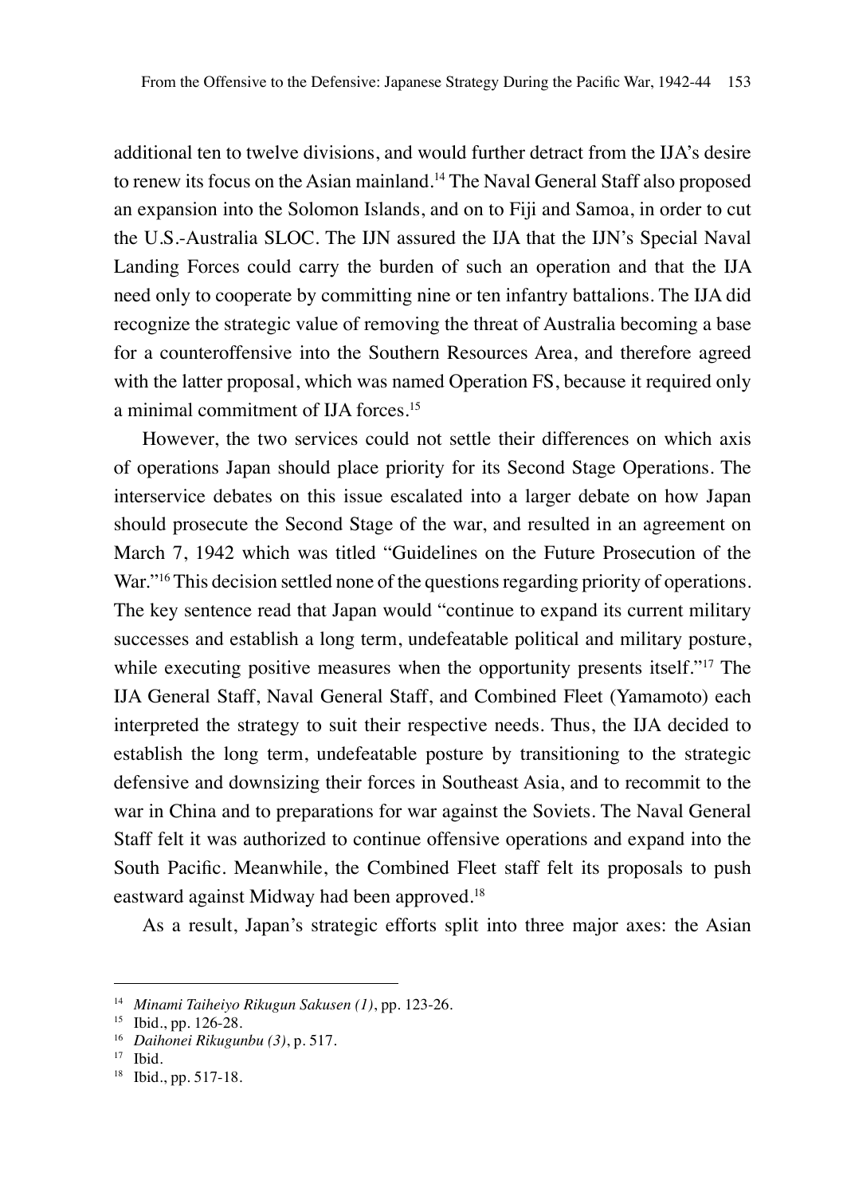additional ten to twelve divisions, and would further detract from the IJA's desire to renew its focus on the Asian mainland.[14] The Naval General Staff also proposed an expansion into the Solomon Islands, and on to Fiji and Samoa, in order to cut the U.S.-Australia SLOC. The IJN assured the IJA that the IJN's Special Naval Landing Forces could carry the burden of such an operation and that the IJA need only to cooperate by committing nine or ten infantry battalions. The IJA did recognize the strategic value of removing the threat of Australia becoming a base for a counteroffensive into the Southern Resources Area, and therefore agreed with the latter proposal, which was named Operation FS, because it required only a minimal commitment of IJA forces.[15]

However, the two services could not settle their differences on which axis of operations Japan should place priority for its Second Stage Operations. The interservice debates on this issue escalated into a larger debate on how Japan should prosecute the Second Stage of the war, and resulted in an agreement on March 7, 1942 which was titled "Guidelines on the Future Prosecution of the War."[16] This decision settled none of the questions regarding priority of operations. The key sentence read that Japan would "continue to expand its current military successes and establish a long term, undefeatable political and military posture, while executing positive measures when the opportunity presents itself."[17] The IJA General Staff, Naval General Staff, and Combined Fleet (Yamamoto) each interpreted the strategy to suit their respective needs. Thus, the IJA decided to establish the long term, undefeatable posture by transitioning to the strategic defensive and downsizing their forces in Southeast Asia, and to recommit to the war in China and to preparations for war against the Soviets. The Naval General Staff felt it was authorized to continue offensive operations and expand into the South Pacific. Meanwhile, the Combined Fleet staff felt its proposals to push eastward against Midway had been approved.[18]

As a result, Japan's strategic efforts split into three major axes: the Asian

---

[14] *Minami Taiheiyo Rikugun Sakusen (1)*, pp. 123-26.

[15] Ibid., pp. 126-28.

[16] *Daihonei Rikugunbu (3)*, p. 517.

[17] Ibid.

[18] Ibid., pp. 517-18.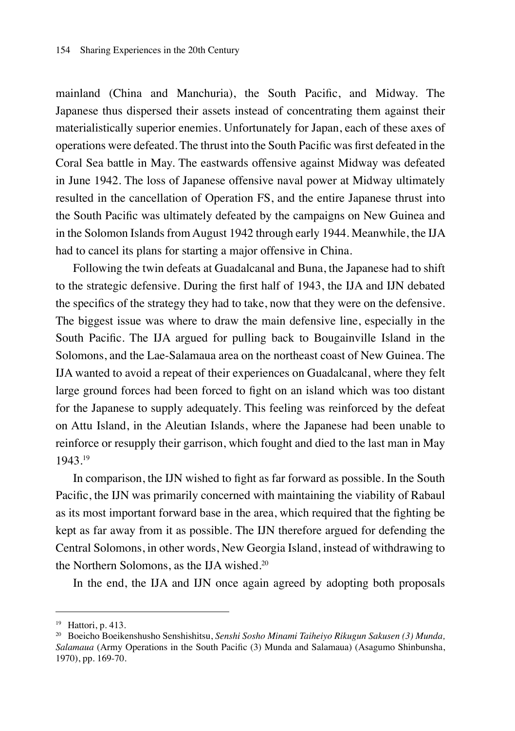mainland (China and Manchuria), the South Pacific, and Midway. The Japanese thus dispersed their assets instead of concentrating them against their materialistically superior enemies. Unfortunately for Japan, each of these axes of operations were defeated. The thrust into the South Pacific was first defeated in the Coral Sea battle in May. The eastwards offensive against Midway was defeated in June 1942. The loss of Japanese offensive naval power at Midway ultimately resulted in the cancellation of Operation FS, and the entire Japanese thrust into the South Pacific was ultimately defeated by the campaigns on New Guinea and in the Solomon Islands from August 1942 through early 1944. Meanwhile, the IJA had to cancel its plans for starting a major offensive in China.

Following the twin defeats at Guadalcanal and Buna, the Japanese had to shift to the strategic defensive. During the first half of 1943, the IJA and IJN debated the specifics of the strategy they had to take, now that they were on the defensive. The biggest issue was where to draw the main defensive line, especially in the South Pacific. The IJA argued for pulling back to Bougainville Island in the Solomons, and the Lae-Salamaua area on the northeast coast of New Guinea. The IJA wanted to avoid a repeat of their experiences on Guadalcanal, where they felt large ground forces had been forced to fight on an island which was too distant for the Japanese to supply adequately. This feeling was reinforced by the defeat on Attu Island, in the Aleutian Islands, where the Japanese had been unable to reinforce or resupply their garrison, which fought and died to the last man in May 1943.[19]

In comparison, the IJN wished to fight as far forward as possible. In the South Pacific, the IJN was primarily concerned with maintaining the viability of Rabaul as its most important forward base in the area, which required that the fighting be kept as far away from it as possible. The IJN therefore argued for defending the Central Solomons, in other words, New Georgia Island, instead of withdrawing to the Northern Solomons, as the IJA wished.[20]

In the end, the IJA and IJN once again agreed by adopting both proposals

---

[19] Hattori, p. 413.

[20] Boeicho Boeikenshusho Senshishitsu, *Senshi Sosho Minami Taiheiyo Rikugun Sakusen (3) Munda, Salamaua* (Army Operations in the South Pacific (3) Munda and Salamaua) (Asagumo Shinbunsha, 1970), pp. 169-70.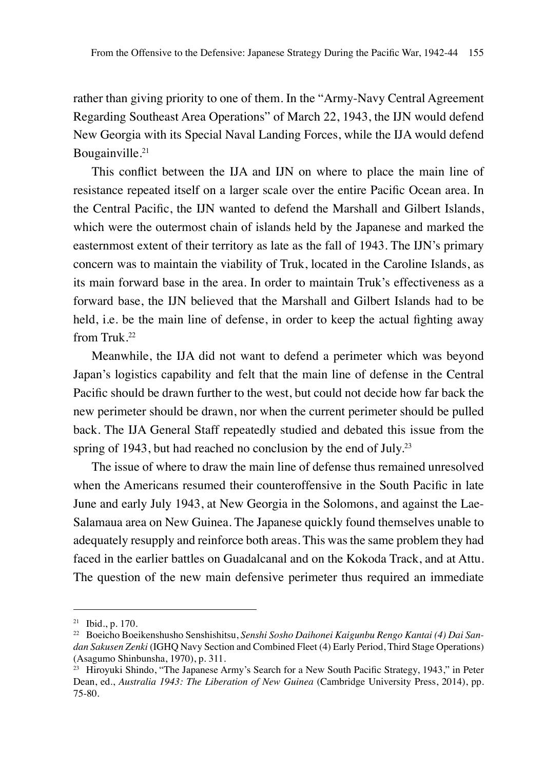rather than giving priority to one of them. In the "Army-Navy Central Agreement Regarding Southeast Area Operations" of March 22, 1943, the IJN would defend New Georgia with its Special Naval Landing Forces, while the IJA would defend Bougainville.[21]

This conflict between the IJA and IJN on where to place the main line of resistance repeated itself on a larger scale over the entire Pacific Ocean area. In the Central Pacific, the IJN wanted to defend the Marshall and Gilbert Islands, which were the outermost chain of islands held by the Japanese and marked the easternmost extent of their territory as late as the fall of 1943. The IJN's primary concern was to maintain the viability of Truk, located in the Caroline Islands, as its main forward base in the area. In order to maintain Truk's effectiveness as a forward base, the IJN believed that the Marshall and Gilbert Islands had to be held, i.e. be the main line of defense, in order to keep the actual fighting away from Truk.[22]

Meanwhile, the IJA did not want to defend a perimeter which was beyond Japan's logistics capability and felt that the main line of defense in the Central Pacific should be drawn further to the west, but could not decide how far back the new perimeter should be drawn, nor when the current perimeter should be pulled back. The IJA General Staff repeatedly studied and debated this issue from the spring of 1943, but had reached no conclusion by the end of July.[23]

The issue of where to draw the main line of defense thus remained unresolved when the Americans resumed their counteroffensive in the South Pacific in late June and early July 1943, at New Georgia in the Solomons, and against the Lae-Salamaua area on New Guinea. The Japanese quickly found themselves unable to adequately resupply and reinforce both areas. This was the same problem they had faced in the earlier battles on Guadalcanal and on the Kokoda Track, and at Attu. The question of the new main defensive perimeter thus required an immediate

---

[21] Ibid., p. 170.

[22] Boeicho Boeikenshusho Senshishitsu, *Senshi Sosho Daihonei Kaigunbu Rengo Kantai (4) Dai San-dan Sakusen Zenki* (IGHQ Navy Section and Combined Fleet (4) Early Period, Third Stage Operations) (Asagumo Shinbunsha, 1970), p. 311.

[23] Hiroyuki Shindo, "The Japanese Army's Search for a New South Pacific Strategy, 1943," in Peter Dean, ed., *Australia 1943: The Liberation of New Guinea* (Cambridge University Press, 2014), pp. 75-80.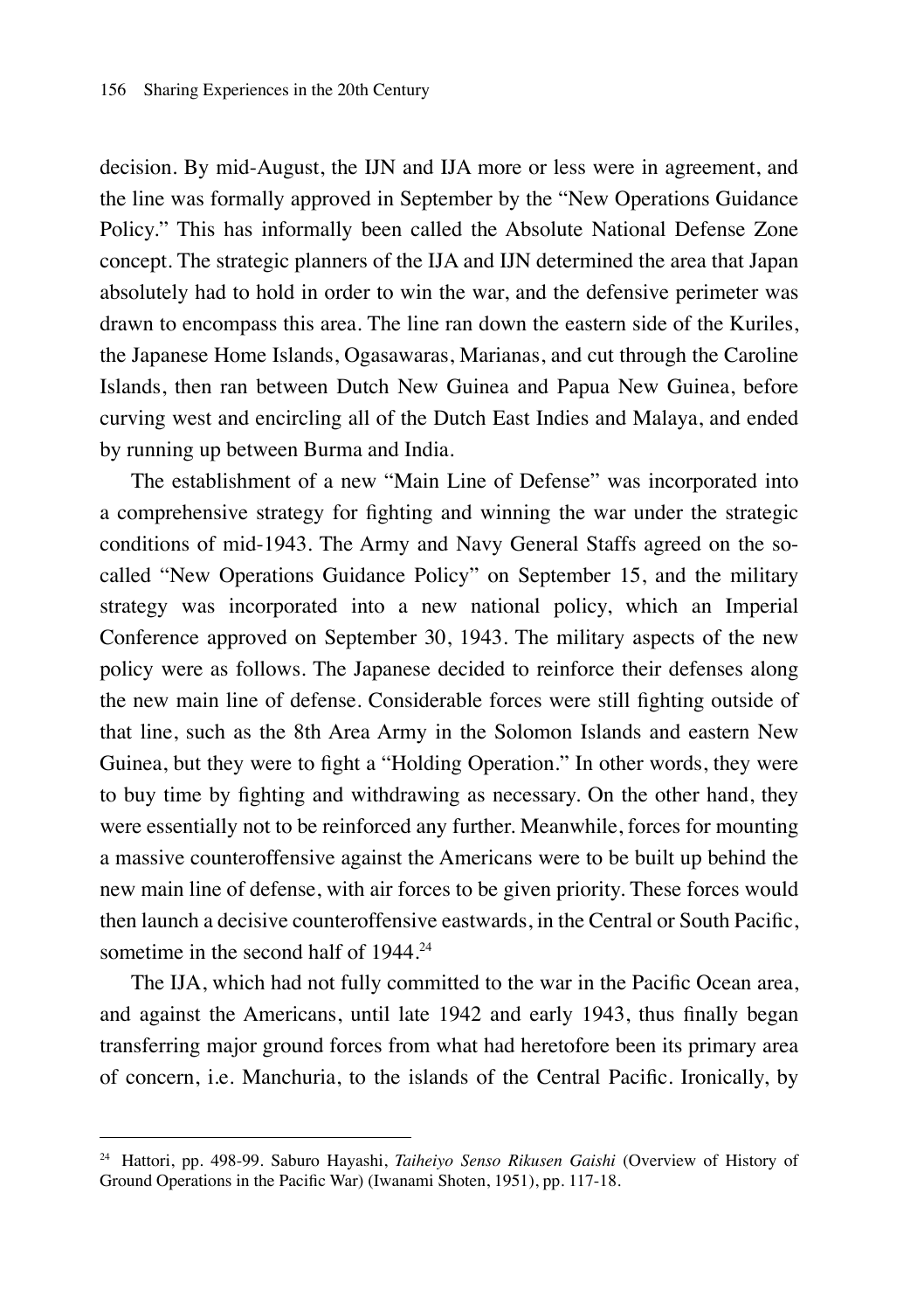decision. By mid-August, the IJN and IJA more or less were in agreement, and the line was formally approved in September by the "New Operations Guidance Policy." This has informally been called the Absolute National Defense Zone concept. The strategic planners of the IJA and IJN determined the area that Japan absolutely had to hold in order to win the war, and the defensive perimeter was drawn to encompass this area. The line ran down the eastern side of the Kuriles, the Japanese Home Islands, Ogasawaras, Marianas, and cut through the Caroline Islands, then ran between Dutch New Guinea and Papua New Guinea, before curving west and encircling all of the Dutch East Indies and Malaya, and ended by running up between Burma and India.

The establishment of a new "Main Line of Defense" was incorporated into a comprehensive strategy for fighting and winning the war under the strategic conditions of mid-1943. The Army and Navy General Staffs agreed on the so-called "New Operations Guidance Policy" on September 15, and the military strategy was incorporated into a new national policy, which an Imperial Conference approved on September 30, 1943. The military aspects of the new policy were as follows. The Japanese decided to reinforce their defenses along the new main line of defense. Considerable forces were still fighting outside of that line, such as the 8th Area Army in the Solomon Islands and eastern New Guinea, but they were to fight a "Holding Operation." In other words, they were to buy time by fighting and withdrawing as necessary. On the other hand, they were essentially not to be reinforced any further. Meanwhile, forces for mounting a massive counteroffensive against the Americans were to be built up behind the new main line of defense, with air forces to be given priority. These forces would then launch a decisive counteroffensive eastwards, in the Central or South Pacific, sometime in the second half of 1944.[24]

The IJA, which had not fully committed to the war in the Pacific Ocean area, and against the Americans, until late 1942 and early 1943, thus finally began transferring major ground forces from what had heretofore been its primary area of concern, i.e. Manchuria, to the islands of the Central Pacific. Ironically, by

---

[24] Hattori, pp. 498-99. Saburo Hayashi, *Taiheiyo Senso Rikusen Gaishi* (Overview of History of Ground Operations in the Pacific War) (Iwanami Shoten, 1951), pp. 117-18.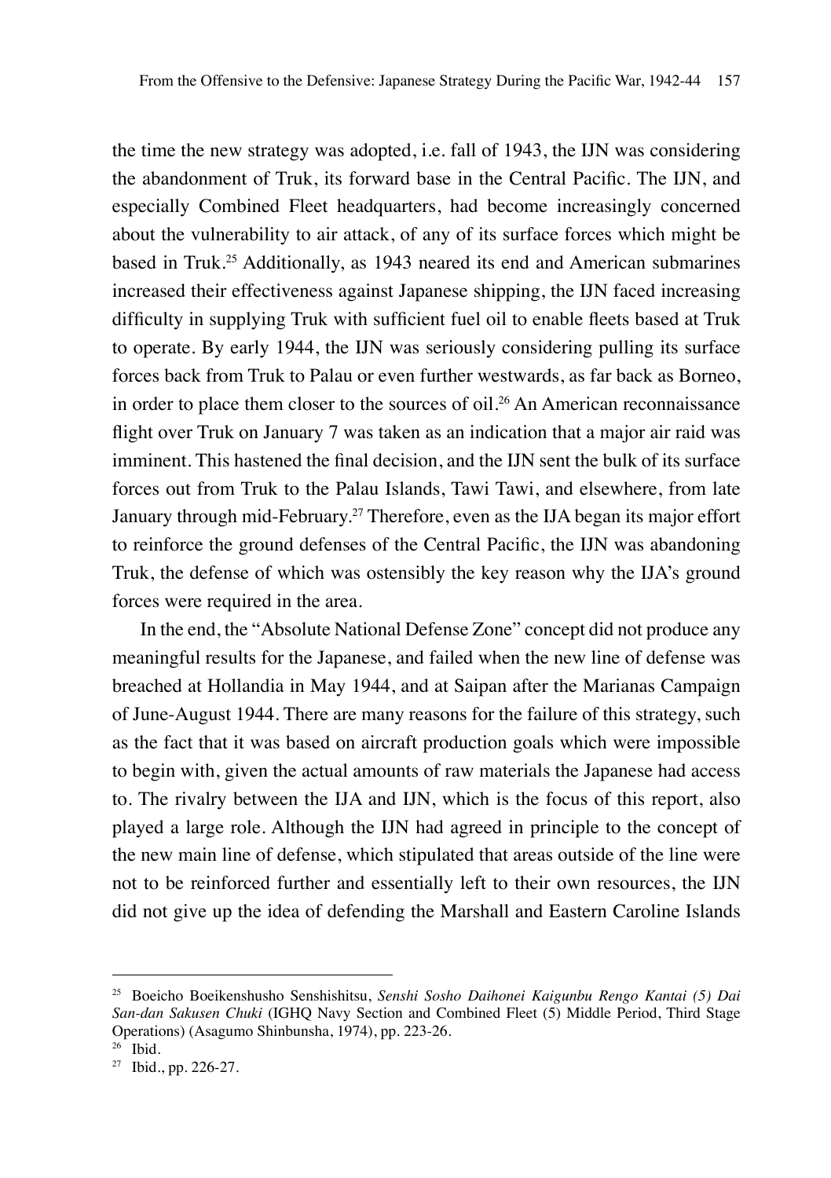the time the new strategy was adopted, i.e. fall of 1943, the IJN was considering the abandonment of Truk, its forward base in the Central Pacific. The IJN, and especially Combined Fleet headquarters, had become increasingly concerned about the vulnerability to air attack, of any of its surface forces which might be based in Truk.[25] Additionally, as 1943 neared its end and American submarines increased their effectiveness against Japanese shipping, the IJN faced increasing difficulty in supplying Truk with sufficient fuel oil to enable fleets based at Truk to operate. By early 1944, the IJN was seriously considering pulling its surface forces back from Truk to Palau or even further westwards, as far back as Borneo, in order to place them closer to the sources of oil.[26] An American reconnaissance flight over Truk on January 7 was taken as an indication that a major air raid was imminent. This hastened the final decision, and the IJN sent the bulk of its surface forces out from Truk to the Palau Islands, Tawi Tawi, and elsewhere, from late January through mid-February.[27] Therefore, even as the IJA began its major effort to reinforce the ground defenses of the Central Pacific, the IJN was abandoning Truk, the defense of which was ostensibly the key reason why the IJA's ground forces were required in the area.

In the end, the "Absolute National Defense Zone" concept did not produce any meaningful results for the Japanese, and failed when the new line of defense was breached at Hollandia in May 1944, and at Saipan after the Marianas Campaign of June-August 1944. There are many reasons for the failure of this strategy, such as the fact that it was based on aircraft production goals which were impossible to begin with, given the actual amounts of raw materials the Japanese had access to. The rivalry between the IJA and IJN, which is the focus of this report, also played a large role. Although the IJN had agreed in principle to the concept of the new main line of defense, which stipulated that areas outside of the line were not to be reinforced further and essentially left to their own resources, the IJN did not give up the idea of defending the Marshall and Eastern Caroline Islands

---

[25] Boeicho Boeikenshusho Senshishitsu, *Senshi Sosho Daihonei Kaigunbu Rengo Kantai (5) Dai San-dan Sakusen Chuki* (IGHQ Navy Section and Combined Fleet (5) Middle Period, Third Stage Operations) (Asagumo Shinbunsha, 1974), pp. 223-26.

[26] Ibid.

[27] Ibid., pp. 226-27.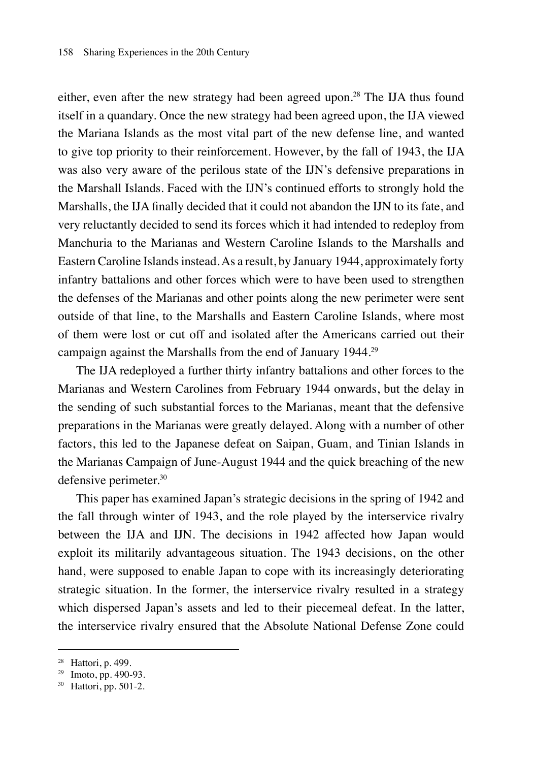either, even after the new strategy had been agreed upon.[28] The IJA thus found itself in a quandary. Once the new strategy had been agreed upon, the IJA viewed the Mariana Islands as the most vital part of the new defense line, and wanted to give top priority to their reinforcement. However, by the fall of 1943, the IJA was also very aware of the perilous state of the IJN's defensive preparations in the Marshall Islands. Faced with the IJN's continued efforts to strongly hold the Marshalls, the IJA finally decided that it could not abandon the IJN to its fate, and very reluctantly decided to send its forces which it had intended to redeploy from Manchuria to the Marianas and Western Caroline Islands to the Marshalls and Eastern Caroline Islands instead. As a result, by January 1944, approximately forty infantry battalions and other forces which were to have been used to strengthen the defenses of the Marianas and other points along the new perimeter were sent outside of that line, to the Marshalls and Eastern Caroline Islands, where most of them were lost or cut off and isolated after the Americans carried out their campaign against the Marshalls from the end of January 1944.[29]

The IJA redeployed a further thirty infantry battalions and other forces to the Marianas and Western Carolines from February 1944 onwards, but the delay in the sending of such substantial forces to the Marianas, meant that the defensive preparations in the Marianas were greatly delayed. Along with a number of other factors, this led to the Japanese defeat on Saipan, Guam, and Tinian Islands in the Marianas Campaign of June-August 1944 and the quick breaching of the new defensive perimeter.[30]

This paper has examined Japan's strategic decisions in the spring of 1942 and the fall through winter of 1943, and the role played by the interservice rivalry between the IJA and IJN. The decisions in 1942 affected how Japan would exploit its militarily advantageous situation. The 1943 decisions, on the other hand, were supposed to enable Japan to cope with its increasingly deteriorating strategic situation. In the former, the interservice rivalry resulted in a strategy which dispersed Japan's assets and led to their piecemeal defeat. In the latter, the interservice rivalry ensured that the Absolute National Defense Zone could

---

[28] Hattori, p. 499.

[29] Imoto, pp. 490-93.

[30] Hattori, pp. 501-2.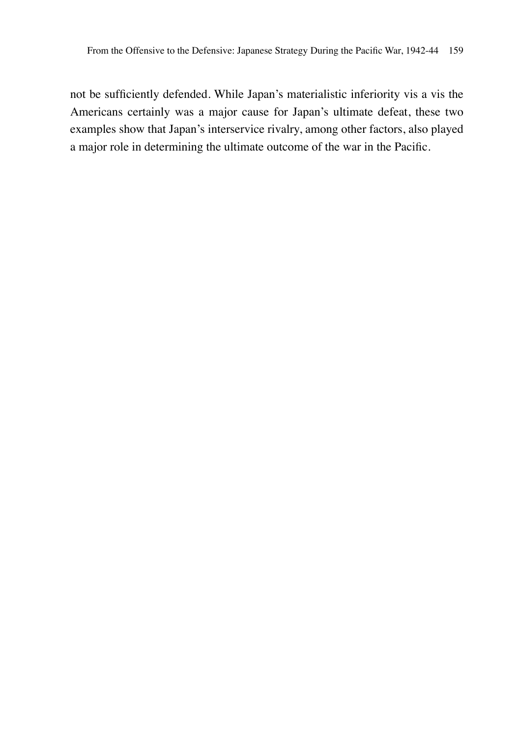not be sufficiently defended. While Japan's materialistic inferiority vis a vis the Americans certainly was a major cause for Japan's ultimate defeat, these two examples show that Japan's interservice rivalry, among other factors, also played a major role in determining the ultimate outcome of the war in the Pacific.